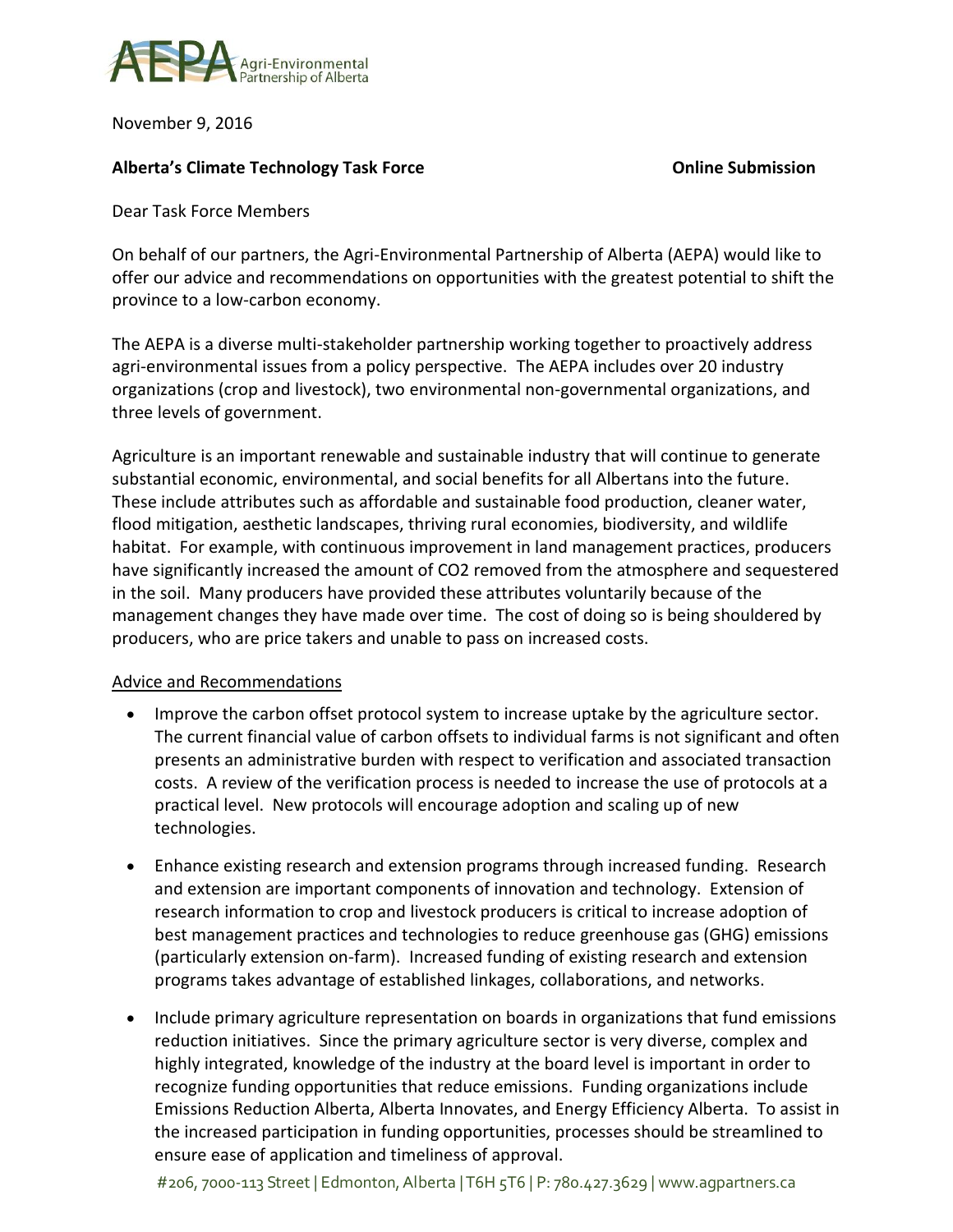AEPA Agri-Environmental Partnership of Alberta

November 9, 2016

**Alberta's Climate Technology Task Force** **Online Submission**

Dear Task Force Members

On behalf of our partners, the Agri-Environmental Partnership of Alberta (AEPA) would like to offer our advice and recommendations on opportunities with the greatest potential to shift the province to a low-carbon economy.

The AEPA is a diverse multi-stakeholder partnership working together to proactively address agri-environmental issues from a policy perspective. The AEPA includes over 20 industry organizations (crop and livestock), two environmental non-governmental organizations, and three levels of government.

Agriculture is an important renewable and sustainable industry that will continue to generate substantial economic, environmental, and social benefits for all Albertans into the future. These include attributes such as affordable and sustainable food production, cleaner water, flood mitigation, aesthetic landscapes, thriving rural economies, biodiversity, and wildlife habitat. For example, with continuous improvement in land management practices, producers have significantly increased the amount of $CO_2$ removed from the atmosphere and sequestered in the soil. Many producers have provided these attributes voluntarily because of the management changes they have made over time. The cost of doing so is being shouldered by producers, who are price takers and unable to pass on increased costs.

<u>Advice and Recommendations</u>

- Improve the carbon offset protocol system to increase uptake by the agriculture sector. The current financial value of carbon offsets to individual farms is not significant and often presents an administrative burden with respect to verification and associated transaction costs. A review of the verification process is needed to increase the use of protocols at a practical level. New protocols will encourage adoption and scaling up of new technologies.
- Enhance existing research and extension programs through increased funding. Research and extension are important components of innovation and technology. Extension of research information to crop and livestock producers is critical to increase adoption of best management practices and technologies to reduce greenhouse gas (GHG) emissions (particularly extension on-farm). Increased funding of existing research and extension programs takes advantage of established linkages, collaborations, and networks.
- Include primary agriculture representation on boards in organizations that fund emissions reduction initiatives. Since the primary agriculture sector is very diverse, complex and highly integrated, knowledge of the industry at the board level is important in order to recognize funding opportunities that reduce emissions. Funding organizations include Emissions Reduction Alberta, Alberta Innovates, and Energy Efficiency Alberta. To assist in the increased participation in funding opportunities, processes should be streamlined to ensure ease of application and timeliness of approval.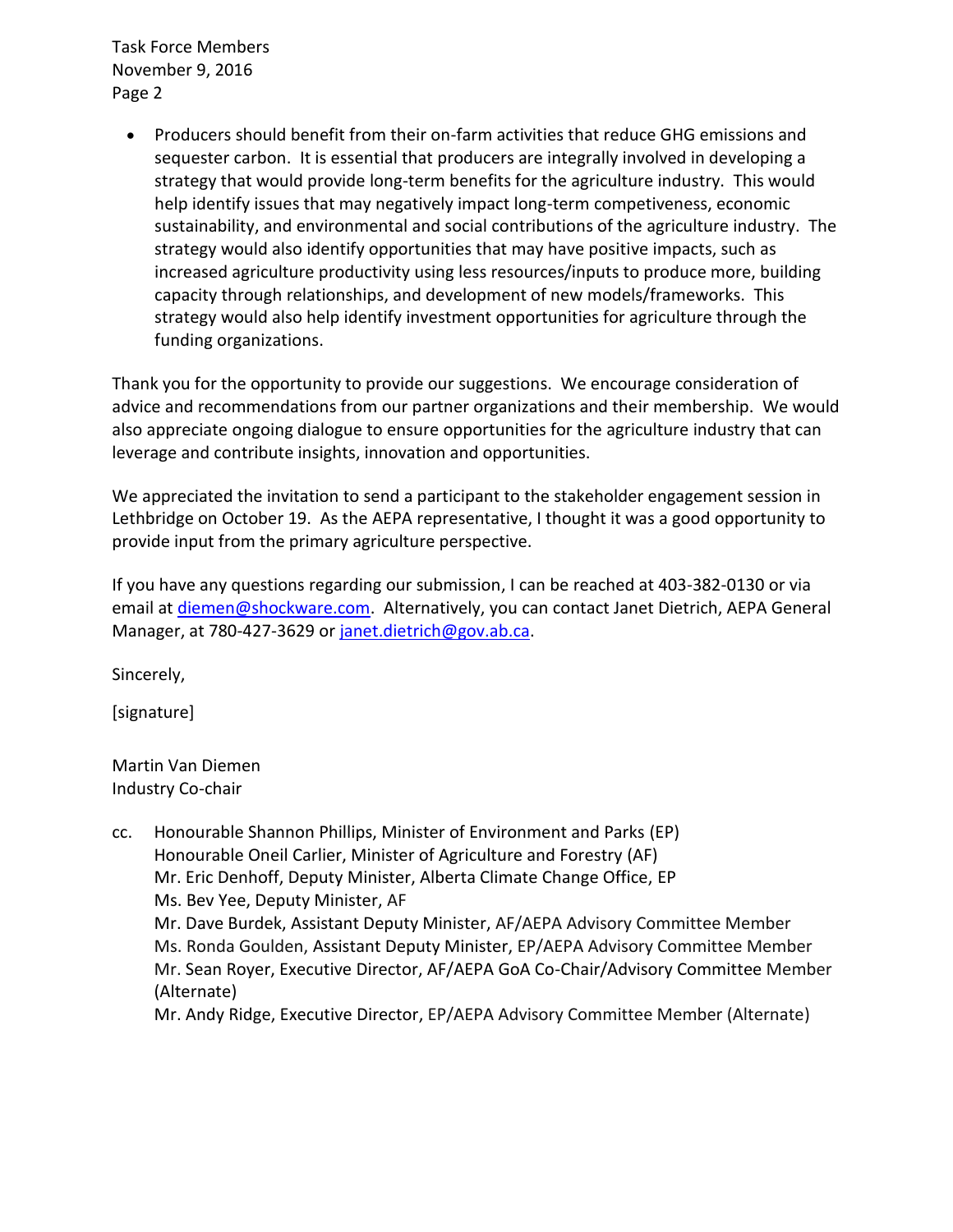- Producers should benefit from their on-farm activities that reduce GHG emissions and sequester carbon. It is essential that producers are integrally involved in developing a strategy that would provide long-term benefits for the agriculture industry. This would help identify issues that may negatively impact long-term competiveness, economic sustainability, and environmental and social contributions of the agriculture industry. The strategy would also identify opportunities that may have positive impacts, such as increased agriculture productivity using less resources/inputs to produce more, building capacity through relationships, and development of new models/frameworks. This strategy would also help identify investment opportunities for agriculture through the funding organizations.

Thank you for the opportunity to provide our suggestions. We encourage consideration of advice and recommendations from our partner organizations and their membership. We would also appreciate ongoing dialogue to ensure opportunities for the agriculture industry that can leverage and contribute insights, innovation and opportunities.

We appreciated the invitation to send a participant to the stakeholder engagement session in Lethbridge on October 19. As the AEPA representative, I thought it was a good opportunity to provide input from the primary agriculture perspective.

If you have any questions regarding our submission, I can be reached at 403-382-0130 or via email at diemen@shockware.com. Alternatively, you can contact Janet Dietrich, AEPA General Manager, at 780-427-3629 or janet.dietrich@gov.ab.ca.

Sincerely,

[signature]

Martin Van Diemen
Industry Co-chair

cc. Honourable Shannon Phillips, Minister of Environment and Parks (EP)
Honourable Oneil Carlier, Minister of Agriculture and Forestry (AF)
Mr. Eric Denhoff, Deputy Minister, Alberta Climate Change Office, EP
Ms. Bev Yee, Deputy Minister, AF
Mr. Dave Burdek, Assistant Deputy Minister, AF/AEPA Advisory Committee Member
Ms. Ronda Goulden, Assistant Deputy Minister, EP/AEPA Advisory Committee Member
Mr. Sean Royer, Executive Director, AF/AEPA GoA Co-Chair/Advisory Committee Member (Alternate)
Mr. Andy Ridge, Executive Director, EP/AEPA Advisory Committee Member (Alternate)